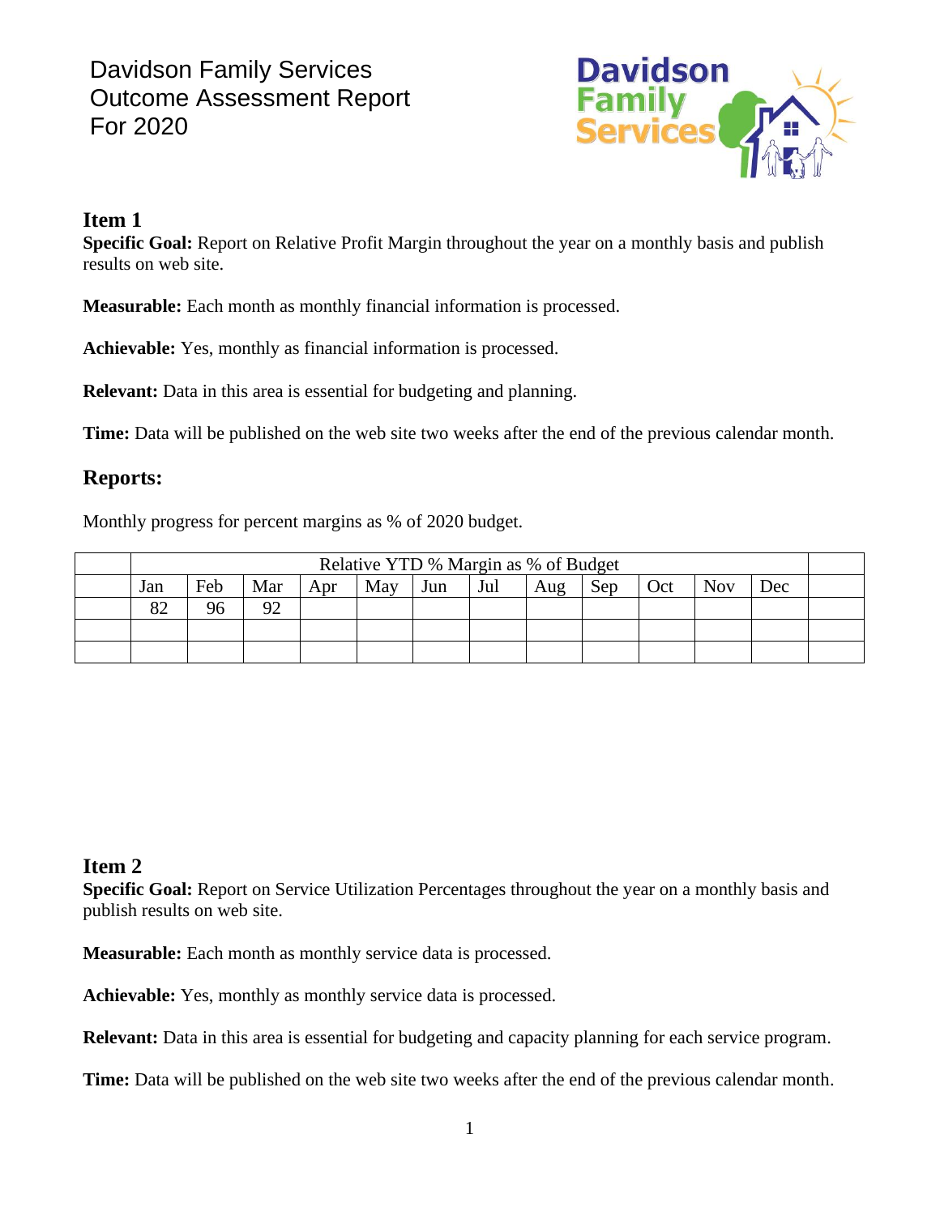# Davidson Family Services
# Outcome Assessment Report
# For 2020

## Item 1

**Specific Goal:** Report on Relative Profit Margin throughout the year on a monthly basis and publish results on web site.

**Measurable:** Each month as monthly financial information is processed.

**Achievable:** Yes, monthly as financial information is processed.

**Relevant:** Data in this area is essential for budgeting and planning.

**Time:** Data will be published on the web site two weeks after the end of the previous calendar month.

## Reports:

Monthly progress for percent margins as % of 2020 budget.

| | Relative YTD % Margin as % of Budget | | | | | | | | | | | | |
|---|---|---|---|---|---|---|---|---|---|---|---|---|---|
| | Jan | Feb | Mar | Apr | May | Jun | Jul | Aug | Sep | Oct | Nov | Dec | |
| | 82 | 96 | 92 | | | | | | | | | | |
| | | | | | | | | | | | | | |
| | | | | | | | | | | | | | |

## Item 2

**Specific Goal:** Report on Service Utilization Percentages throughout the year on a monthly basis and publish results on web site.

**Measurable:** Each month as monthly service data is processed.

**Achievable:** Yes, monthly as monthly service data is processed.

**Relevant:** Data in this area is essential for budgeting and capacity planning for each service program.

**Time:** Data will be published on the web site two weeks after the end of the previous calendar month.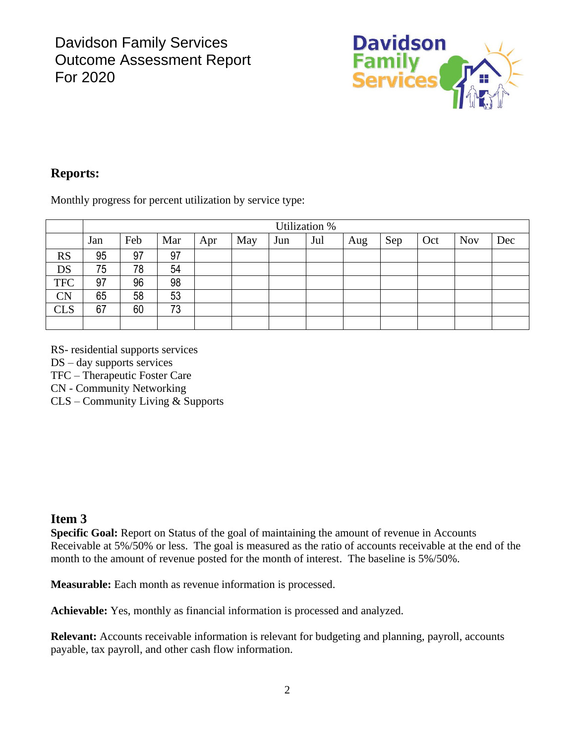Davidson Family Services
Outcome Assessment Report
For 2020

## Reports:

Monthly progress for percent utilization by service type:

| | Utilization % | | | | | | | | | | | |
|---|---|---|---|---|---|---|---|---|---|---|---|---|
| | Jan | Feb | Mar | Apr | May | Jun | Jul | Aug | Sep | Oct | Nov | Dec |
| RS | 95 | 97 | 97 | | | | | | | | | |
| DS | 75 | 78 | 54 | | | | | | | | | |
| TFC | 97 | 96 | 98 | | | | | | | | | |
| CN | 65 | 58 | 53 | | | | | | | | | |
| CLS | 67 | 60 | 73 | | | | | | | | | |
| | | | | | | | | | | | | |

RS- residential supports services
DS – day supports services
TFC – Therapeutic Foster Care
CN - Community Networking
CLS – Community Living & Supports

## Item 3

**Specific Goal:** Report on Status of the goal of maintaining the amount of revenue in Accounts Receivable at 5%/50% or less. The goal is measured as the ratio of accounts receivable at the end of the month to the amount of revenue posted for the month of interest. The baseline is 5%/50%.

**Measurable:** Each month as revenue information is processed.

**Achievable:** Yes, monthly as financial information is processed and analyzed.

**Relevant:** Accounts receivable information is relevant for budgeting and planning, payroll, accounts payable, tax payroll, and other cash flow information.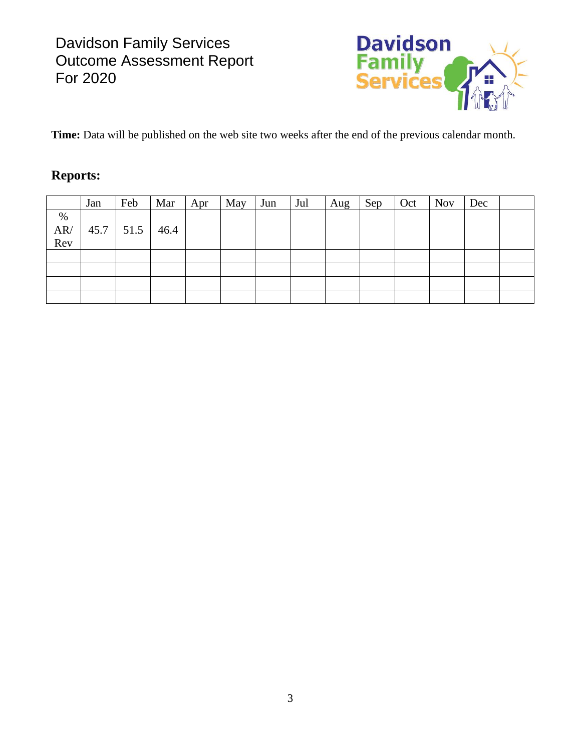Davidson Family Services
Outcome Assessment Report
For 2020

**Time:** Data will be published on the web site two weeks after the end of the previous calendar month.

## Reports:

| | Jan | Feb | Mar | Apr | May | Jun | Jul | Aug | Sep | Oct | Nov | Dec | |
|---|---|---|---|---|---|---|---|---|---|---|---|---|---|
| % AR/ Rev | 45.7 | 51.5 | 46.4 | | | | | | | | | | |
| | | | | | | | | | | | | | |
| | | | | | | | | | | | | | |
| | | | | | | | | | | | | | |
| | | | | | | | | | | | | | |